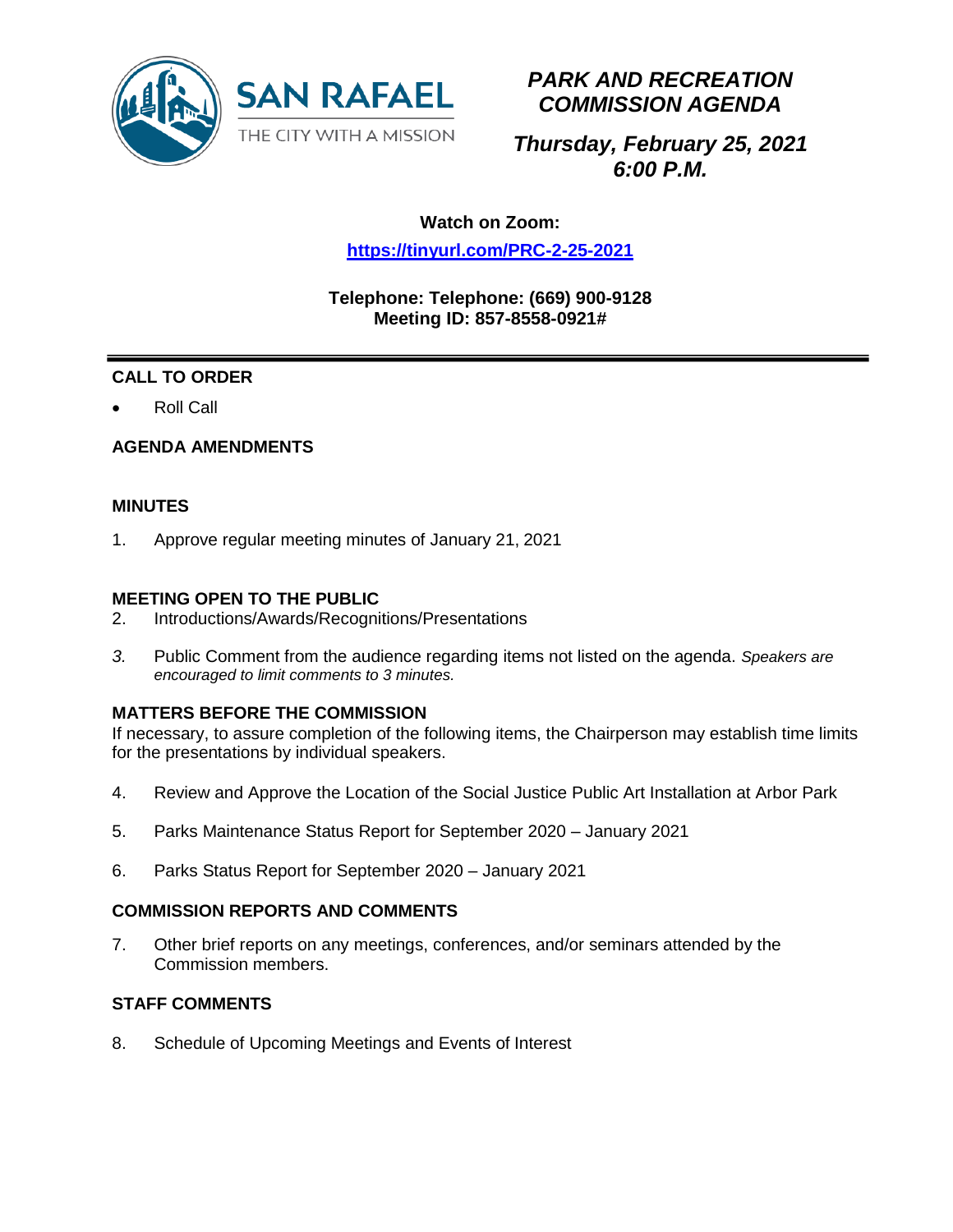SAN RAFAEL

THE CITY WITH A MISSION

# *PARK AND RECREATION COMMISSION AGENDA*

## *Thursday, February 25, 2021*
## *6:00 P.M.*

**Watch on Zoom:**

**https://tinyurl.com/PRC-2-25-2021**

**Telephone: Telephone: (669) 900-9128**
**Meeting ID: 857-8558-0921#**

---

### CALL TO ORDER

- Roll Call

### AGENDA AMENDMENTS

### MINUTES

1. Approve regular meeting minutes of January 21, 2021

### MEETING OPEN TO THE PUBLIC

2. Introductions/Awards/Recognitions/Presentations

3. Public Comment from the audience regarding items not listed on the agenda. *Speakers are encouraged to limit comments to 3 minutes.*

### MATTERS BEFORE THE COMMISSION

If necessary, to assure completion of the following items, the Chairperson may establish time limits for the presentations by individual speakers.

4. Review and Approve the Location of the Social Justice Public Art Installation at Arbor Park

5. Parks Maintenance Status Report for September 2020 – January 2021

6. Parks Status Report for September 2020 – January 2021

### COMMISSION REPORTS AND COMMENTS

7. Other brief reports on any meetings, conferences, and/or seminars attended by the Commission members.

### STAFF COMMENTS

8. Schedule of Upcoming Meetings and Events of Interest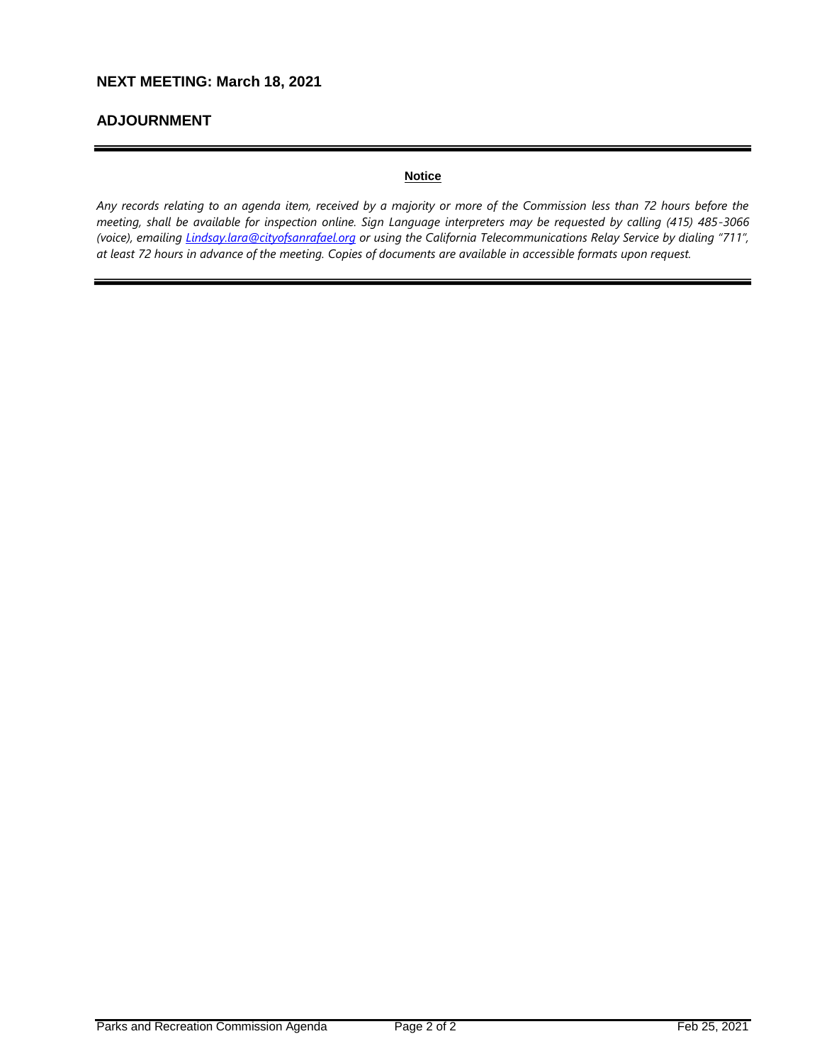## NEXT MEETING: March 18, 2021

## ADJOURNMENT

---

**Notice**

*Any records relating to an agenda item, received by a majority or more of the Commission less than 72 hours before the meeting, shall be available for inspection online. Sign Language interpreters may be requested by calling (415) 485-3066 (voice), emailing [Lindsay.lara@cityofsanrafael.org](mailto:Lindsay.lara@cityofsanrafael.org) or using the California Telecommunications Relay Service by dialing "711", at least 72 hours in advance of the meeting. Copies of documents are available in accessible formats upon request.*

---